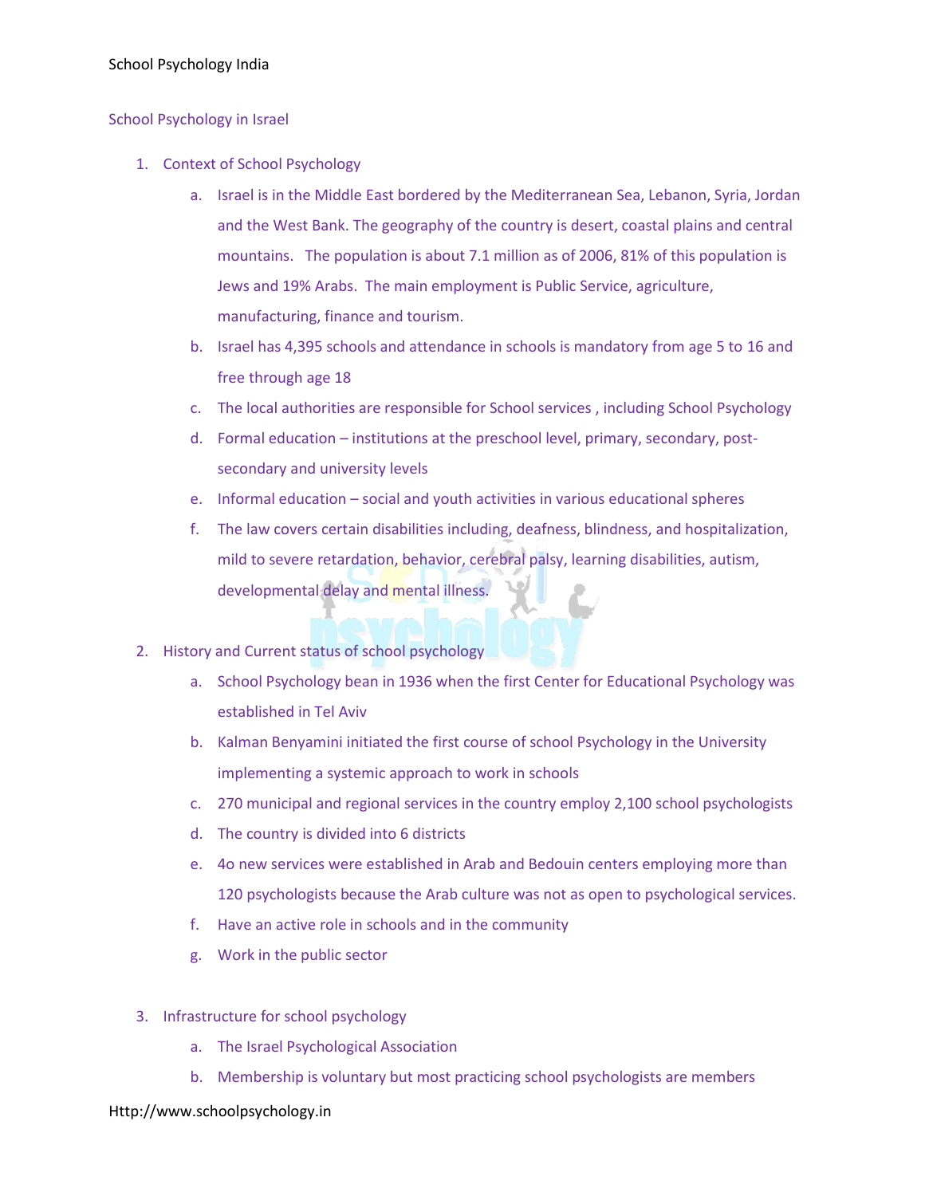## School Psychology in Israel

1. Context of School Psychology
   a. Israel is in the Middle East bordered by the Mediterranean Sea, Lebanon, Syria, Jordan and the West Bank. The geography of the country is desert, coastal plains and central mountains. The population is about 7.1 million as of 2006, 81% of this population is Jews and 19% Arabs. The main employment is Public Service, agriculture, manufacturing, finance and tourism.
   b. Israel has 4,395 schools and attendance in schools is mandatory from age 5 to 16 and free through age 18
   c. The local authorities are responsible for School services , including School Psychology
   d. Formal education – institutions at the preschool level, primary, secondary, post-secondary and university levels
   e. Informal education – social and youth activities in various educational spheres
   f. The law covers certain disabilities including, deafness, blindness, and hospitalization, mild to severe retardation, behavior, cerebral palsy, learning disabilities, autism, developmental delay and mental illness.

2. History and Current status of school psychology
   a. School Psychology bean in 1936 when the first Center for Educational Psychology was established in Tel Aviv
   b. Kalman Benyamini initiated the first course of school Psychology in the University implementing a systemic approach to work in schools
   c. 270 municipal and regional services in the country employ 2,100 school psychologists
   d. The country is divided into 6 districts
   e. 4o new services were established in Arab and Bedouin centers employing more than 120 psychologists because the Arab culture was not as open to psychological services.
   f. Have an active role in schools and in the community
   g. Work in the public sector

3. Infrastructure for school psychology
   a. The Israel Psychological Association
   b. Membership is voluntary but most practicing school psychologists are members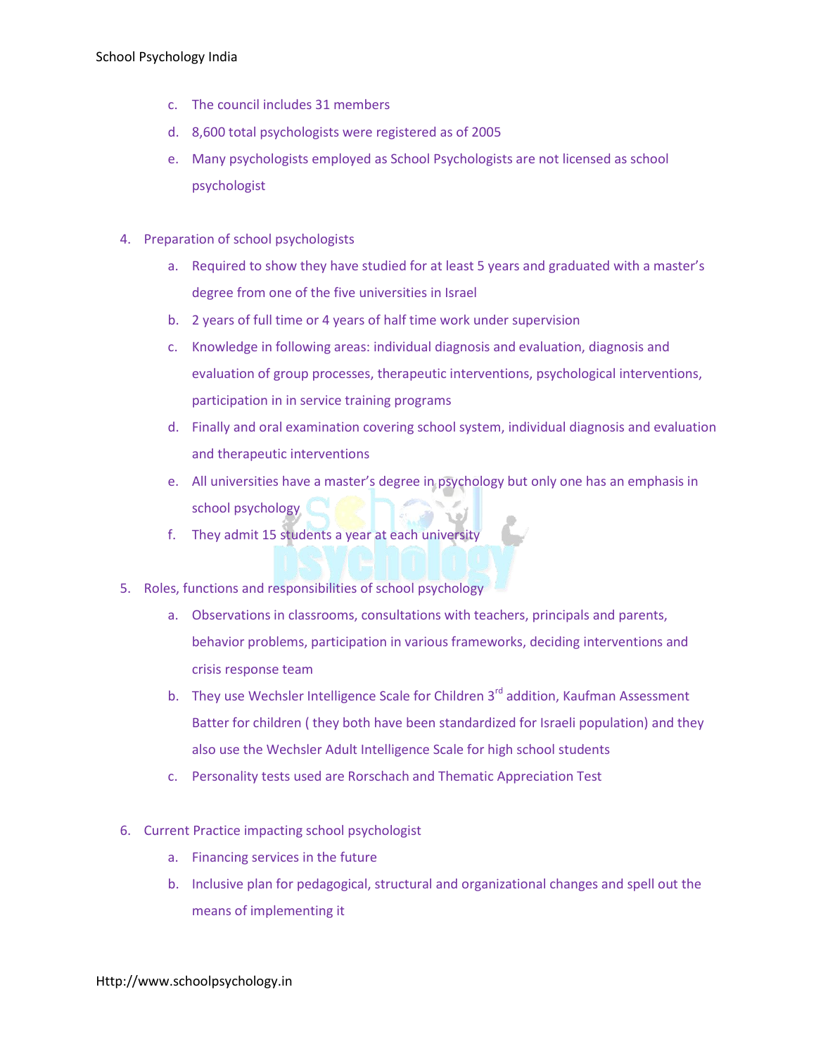c. The council includes 31 members

d. 8,600 total psychologists were registered as of 2005

e. Many psychologists employed as School Psychologists are not licensed as school psychologist

4. Preparation of school psychologists

   a. Required to show they have studied for at least 5 years and graduated with a master's degree from one of the five universities in Israel

   b. 2 years of full time or 4 years of half time work under supervision

   c. Knowledge in following areas: individual diagnosis and evaluation, diagnosis and evaluation of group processes, therapeutic interventions, psychological interventions, participation in in service training programs

   d. Finally and oral examination covering school system, individual diagnosis and evaluation and therapeutic interventions

   e. All universities have a master's degree in psychology but only one has an emphasis in school psychology

   f. They admit 15 students a year at each university

5. Roles, functions and responsibilities of school psychology

   a. Observations in classrooms, consultations with teachers, principals and parents, behavior problems, participation in various frameworks, deciding interventions and crisis response team

   b. They use Wechsler Intelligence Scale for Children 3rd addition, Kaufman Assessment Batter for children ( they both have been standardized for Israeli population) and they also use the Wechsler Adult Intelligence Scale for high school students

   c. Personality tests used are Rorschach and Thematic Appreciation Test

6. Current Practice impacting school psychologist

   a. Financing services in the future

   b. Inclusive plan for pedagogical, structural and organizational changes and spell out the means of implementing it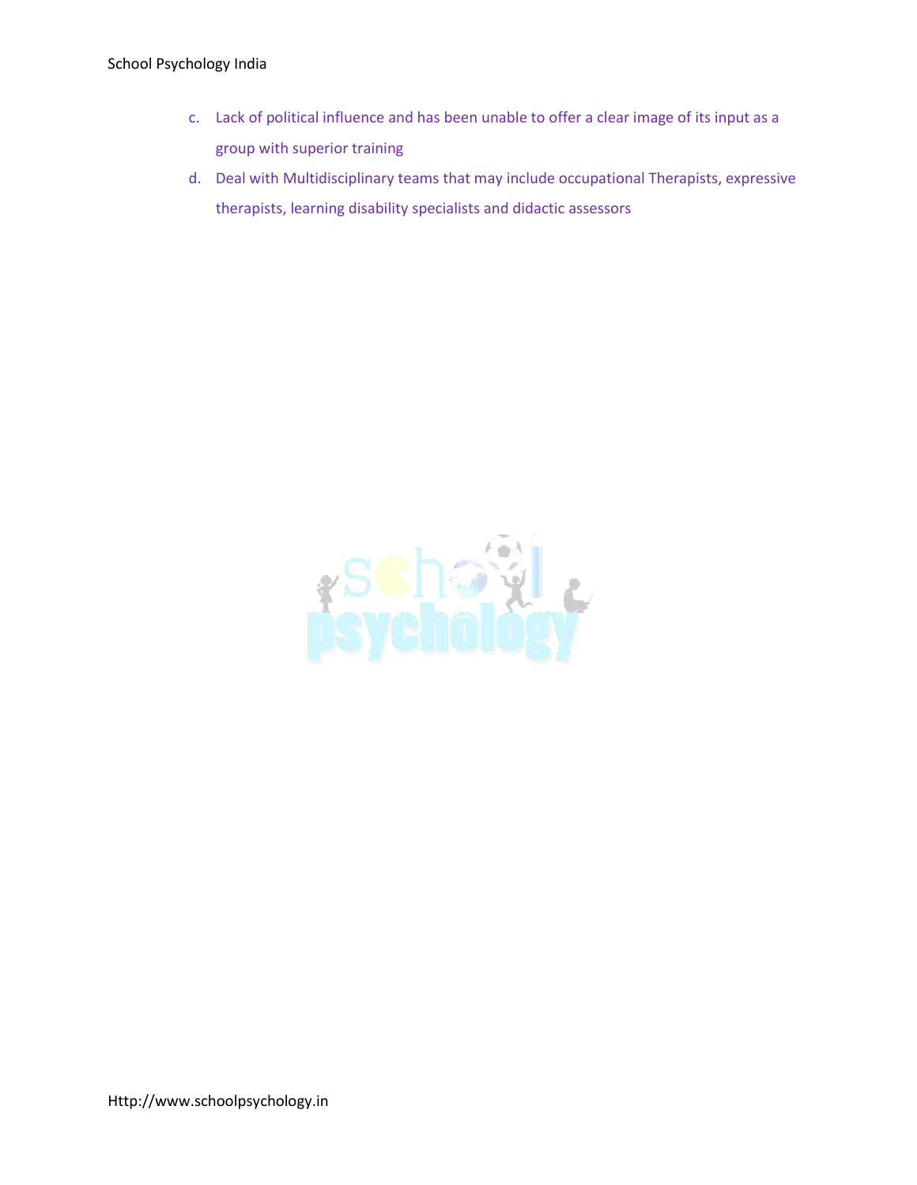c. Lack of political influence and has been unable to offer a clear image of its input as a group with superior training
d. Deal with Multidisciplinary teams that may include occupational Therapists, expressive therapists, learning disability specialists and didactic assessors